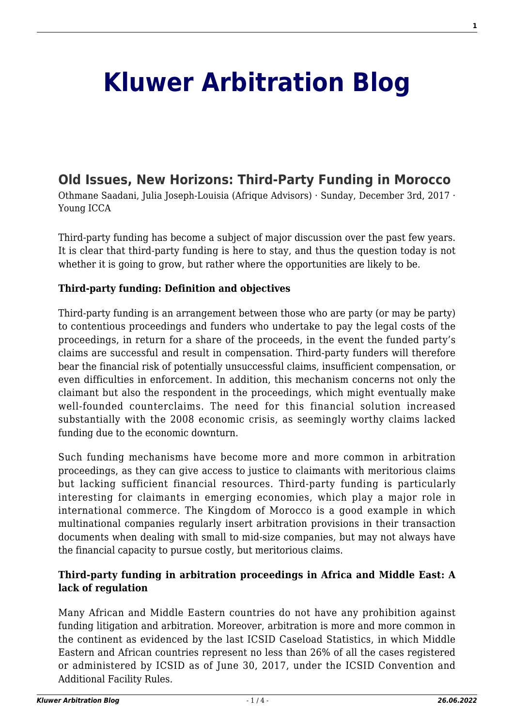# Kluwer Arbitration Blog

## Old Issues, New Horizons: Third-Party Funding in Morocco

Othmane Saadani, Julia Joseph-Louisia (Afrique Advisors) · Sunday, December 3rd, 2017 · Young ICCA

Third-party funding has become a subject of major discussion over the past few years. It is clear that third-party funding is here to stay, and thus the question today is not whether it is going to grow, but rather where the opportunities are likely to be.

**Third-party funding: Definition and objectives**

Third-party funding is an arrangement between those who are party (or may be party) to contentious proceedings and funders who undertake to pay the legal costs of the proceedings, in return for a share of the proceeds, in the event the funded party's claims are successful and result in compensation. Third-party funders will therefore bear the financial risk of potentially unsuccessful claims, insufficient compensation, or even difficulties in enforcement. In addition, this mechanism concerns not only the claimant but also the respondent in the proceedings, which might eventually make well-founded counterclaims. The need for this financial solution increased substantially with the 2008 economic crisis, as seemingly worthy claims lacked funding due to the economic downturn.

Such funding mechanisms have become more and more common in arbitration proceedings, as they can give access to justice to claimants with meritorious claims but lacking sufficient financial resources. Third-party funding is particularly interesting for claimants in emerging economies, which play a major role in international commerce. The Kingdom of Morocco is a good example in which multinational companies regularly insert arbitration provisions in their transaction documents when dealing with small to mid-size companies, but may not always have the financial capacity to pursue costly, but meritorious claims.

**Third-party funding in arbitration proceedings in Africa and Middle East: A lack of regulation**

Many African and Middle Eastern countries do not have any prohibition against funding litigation and arbitration. Moreover, arbitration is more and more common in the continent as evidenced by the last ICSID Caseload Statistics, in which Middle Eastern and African countries represent no less than 26% of all the cases registered or administered by ICSID as of June 30, 2017, under the ICSID Convention and Additional Facility Rules.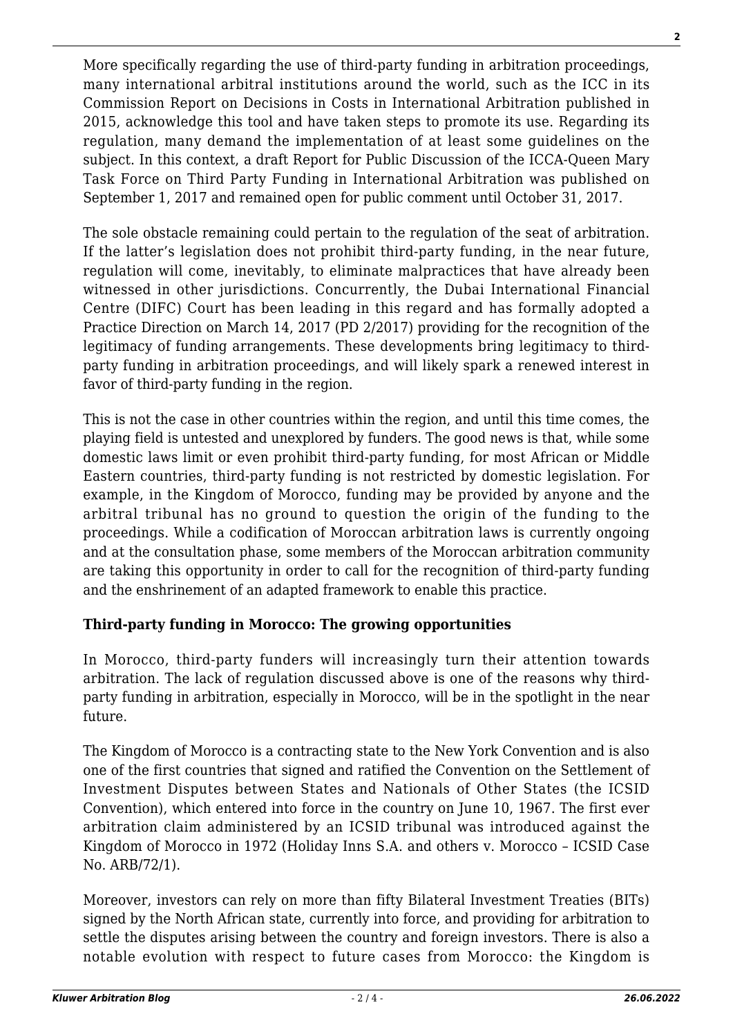More specifically regarding the use of third-party funding in arbitration proceedings, many international arbitral institutions around the world, such as the ICC in its Commission Report on Decisions in Costs in International Arbitration published in 2015, acknowledge this tool and have taken steps to promote its use. Regarding its regulation, many demand the implementation of at least some guidelines on the subject. In this context, a draft Report for Public Discussion of the ICCA-Queen Mary Task Force on Third Party Funding in International Arbitration was published on September 1, 2017 and remained open for public comment until October 31, 2017.

The sole obstacle remaining could pertain to the regulation of the seat of arbitration. If the latter's legislation does not prohibit third-party funding, in the near future, regulation will come, inevitably, to eliminate malpractices that have already been witnessed in other jurisdictions. Concurrently, the Dubai International Financial Centre (DIFC) Court has been leading in this regard and has formally adopted a Practice Direction on March 14, 2017 (PD 2/2017) providing for the recognition of the legitimacy of funding arrangements. These developments bring legitimacy to third-party funding in arbitration proceedings, and will likely spark a renewed interest in favor of third-party funding in the region.

This is not the case in other countries within the region, and until this time comes, the playing field is untested and unexplored by funders. The good news is that, while some domestic laws limit or even prohibit third-party funding, for most African or Middle Eastern countries, third-party funding is not restricted by domestic legislation. For example, in the Kingdom of Morocco, funding may be provided by anyone and the arbitral tribunal has no ground to question the origin of the funding to the proceedings. While a codification of Moroccan arbitration laws is currently ongoing and at the consultation phase, some members of the Moroccan arbitration community are taking this opportunity in order to call for the recognition of third-party funding and the enshrinement of an adapted framework to enable this practice.

**Third-party funding in Morocco: The growing opportunities**

In Morocco, third-party funders will increasingly turn their attention towards arbitration. The lack of regulation discussed above is one of the reasons why third-party funding in arbitration, especially in Morocco, will be in the spotlight in the near future.

The Kingdom of Morocco is a contracting state to the New York Convention and is also one of the first countries that signed and ratified the Convention on the Settlement of Investment Disputes between States and Nationals of Other States (the ICSID Convention), which entered into force in the country on June 10, 1967. The first ever arbitration claim administered by an ICSID tribunal was introduced against the Kingdom of Morocco in 1972 (Holiday Inns S.A. and others v. Morocco – ICSID Case No. ARB/72/1).

Moreover, investors can rely on more than fifty Bilateral Investment Treaties (BITs) signed by the North African state, currently into force, and providing for arbitration to settle the disputes arising between the country and foreign investors. There is also a notable evolution with respect to future cases from Morocco: the Kingdom is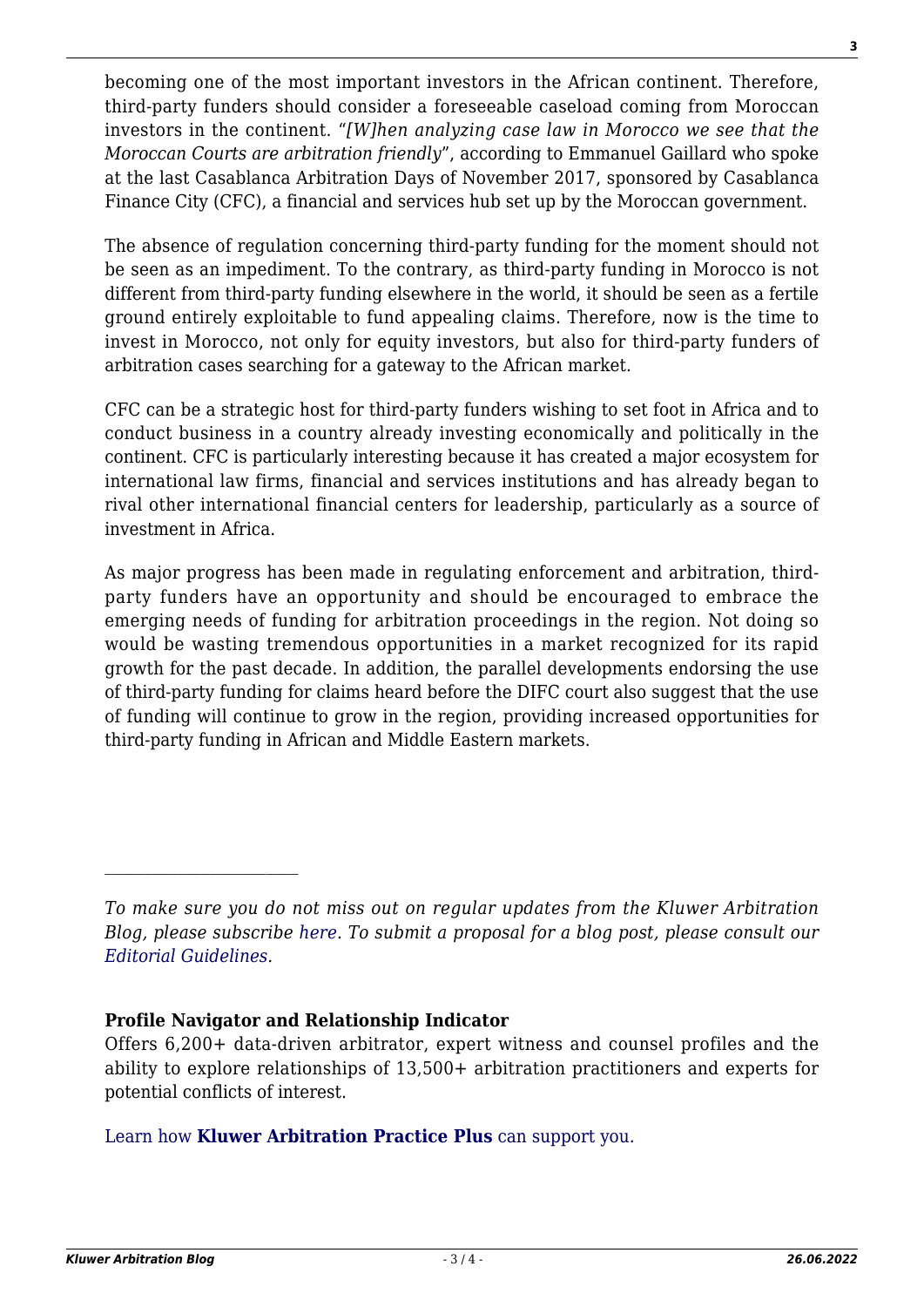becoming one of the most important investors in the African continent. Therefore, third-party funders should consider a foreseeable caseload coming from Moroccan investors in the continent. "*[W]hen analyzing case law in Morocco we see that the Moroccan Courts are arbitration friendly*", according to Emmanuel Gaillard who spoke at the last Casablanca Arbitration Days of November 2017, sponsored by Casablanca Finance City (CFC), a financial and services hub set up by the Moroccan government.

The absence of regulation concerning third-party funding for the moment should not be seen as an impediment. To the contrary, as third-party funding in Morocco is not different from third-party funding elsewhere in the world, it should be seen as a fertile ground entirely exploitable to fund appealing claims. Therefore, now is the time to invest in Morocco, not only for equity investors, but also for third-party funders of arbitration cases searching for a gateway to the African market.

CFC can be a strategic host for third-party funders wishing to set foot in Africa and to conduct business in a country already investing economically and politically in the continent. CFC is particularly interesting because it has created a major ecosystem for international law firms, financial and services institutions and has already began to rival other international financial centers for leadership, particularly as a source of investment in Africa.

As major progress has been made in regulating enforcement and arbitration, third-party funders have an opportunity and should be encouraged to embrace the emerging needs of funding for arbitration proceedings in the region. Not doing so would be wasting tremendous opportunities in a market recognized for its rapid growth for the past decade. In addition, the parallel developments endorsing the use of third-party funding for claims heard before the DIFC court also suggest that the use of funding will continue to grow in the region, providing increased opportunities for third-party funding in African and Middle Eastern markets.

---

*To make sure you do not miss out on regular updates from the Kluwer Arbitration Blog, please subscribe here. To submit a proposal for a blog post, please consult our Editorial Guidelines.*

**Profile Navigator and Relationship Indicator**

Offers 6,200+ data-driven arbitrator, expert witness and counsel profiles and the ability to explore relationships of 13,500+ arbitration practitioners and experts for potential conflicts of interest.

Learn how **Kluwer Arbitration Practice Plus** can support you.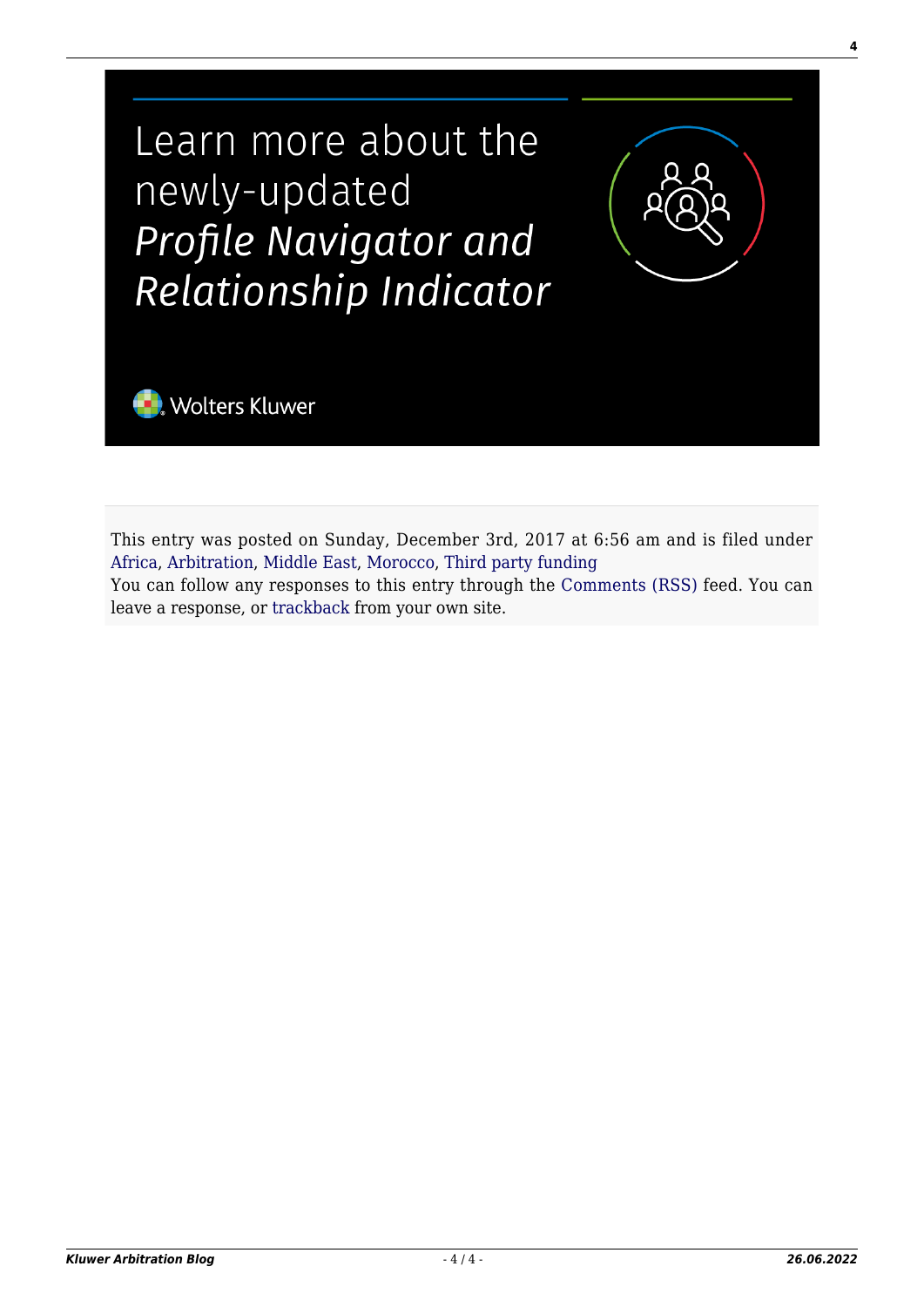Learn more about the newly-updated *Profile Navigator and Relationship Indicator*

Wolters Kluwer

This entry was posted on Sunday, December 3rd, 2017 at 6:56 am and is filed under Africa, Arbitration, Middle East, Morocco, Third party funding
You can follow any responses to this entry through the Comments (RSS) feed. You can leave a response, or trackback from your own site.